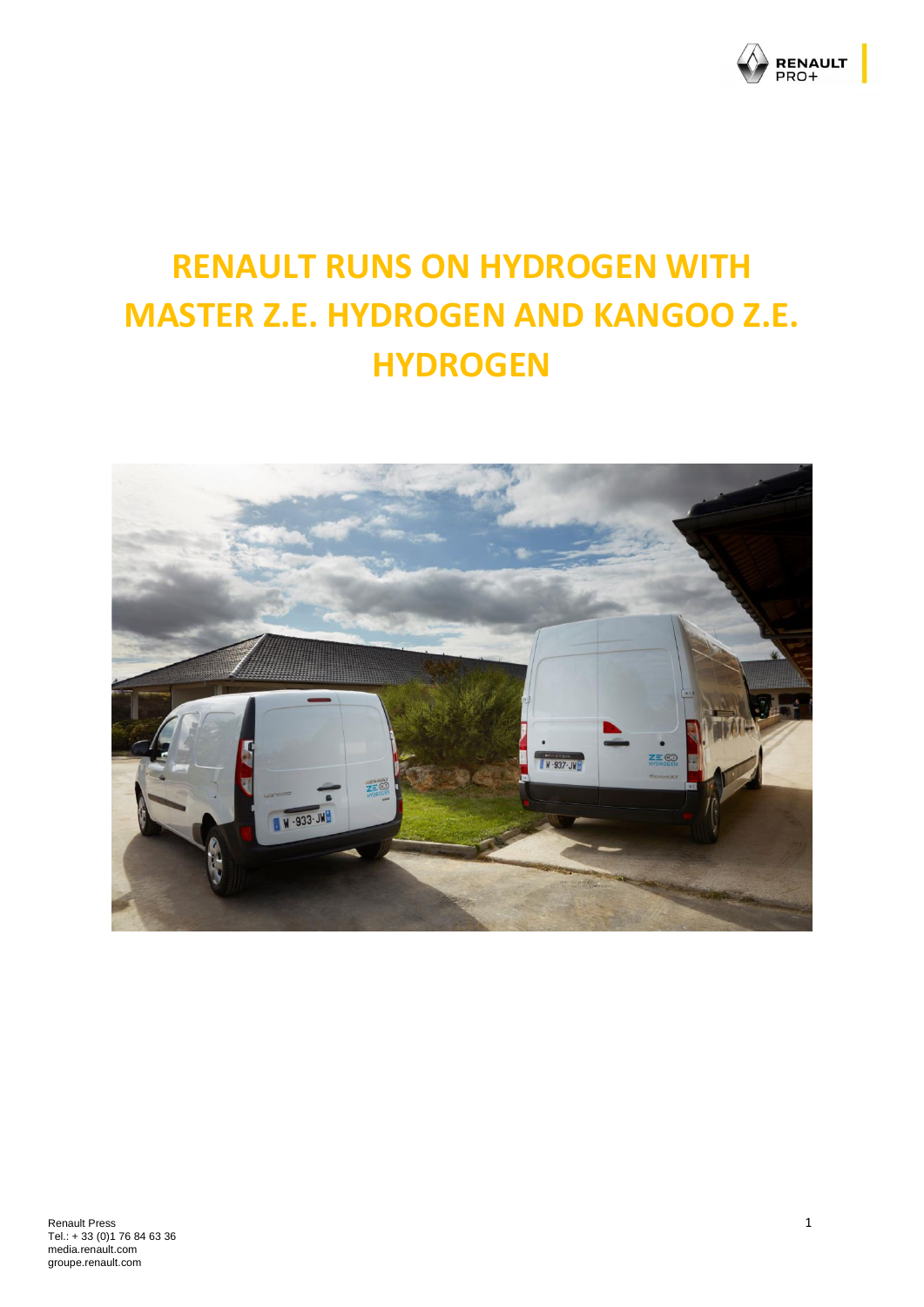# RENAULT RUNS ON HYDROGEN WITH MASTER Z.E. HYDROGEN AND KANGOO Z.E. HYDROGEN

Renault Press
Tel.: + 33 (0)1 76 84 63 36
media.renault.com
groupe.renault.com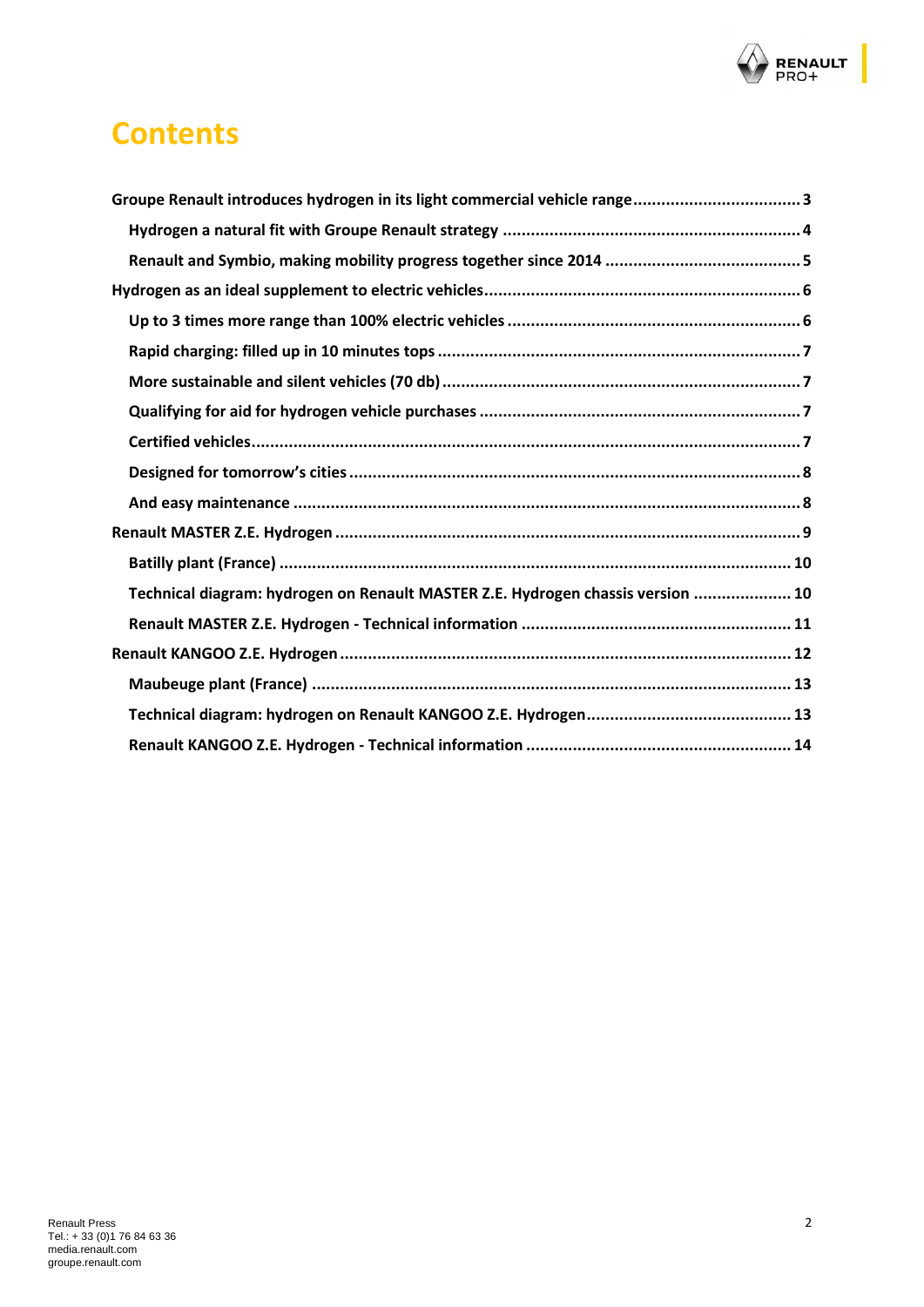# Contents

- Groupe Renault introduces hydrogen in its light commercial vehicle range .................................... 3
  - Hydrogen a natural fit with Groupe Renault strategy ................................................................ 4
  - Renault and Symbio, making mobility progress together since 2014 .......................................... 5
- Hydrogen as an ideal supplement to electric vehicles .................................................................... 6
  - Up to 3 times more range than 100% electric vehicles ............................................................... 6
  - Rapid charging: filled up in 10 minutes tops .............................................................................. 7
  - More sustainable and silent vehicles (70 db) ............................................................................. 7
  - Qualifying for aid for hydrogen vehicle purchases ..................................................................... 7
  - Certified vehicles ........................................................................................................................ 7
  - Designed for tomorrow's cities ................................................................................................... 8
  - And easy maintenance ............................................................................................................... 8
- Renault MASTER Z.E. Hydrogen ...................................................................................................... 9
  - Batilly plant (France) ................................................................................................................. 10
  - Technical diagram: hydrogen on Renault MASTER Z.E. Hydrogen chassis version ..................... 10
  - Renault MASTER Z.E. Hydrogen - Technical information .......................................................... 11
- Renault KANGOO Z.E. Hydrogen .................................................................................................. 12
  - Maubeuge plant (France) .......................................................................................................... 13
  - Technical diagram: hydrogen on Renault KANGOO Z.E. Hydrogen ............................................ 13
  - Renault KANGOO Z.E. Hydrogen - Technical information ......................................................... 14

Renault Press
Tel.: + 33 (0)1 76 84 63 36
media.renault.com
groupe.renault.com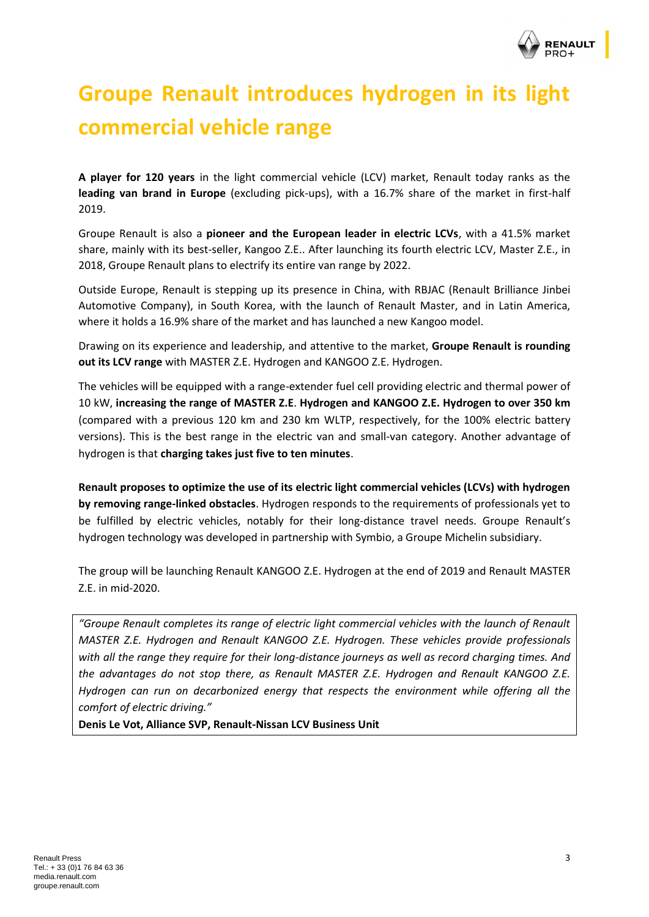# Groupe Renault introduces hydrogen in its light commercial vehicle range

**A player for 120 years** in the light commercial vehicle (LCV) market, Renault today ranks as the **leading van brand in Europe** (excluding pick-ups), with a 16.7% share of the market in first-half 2019.

Groupe Renault is also a **pioneer and the European leader in electric LCVs**, with a 41.5% market share, mainly with its best-seller, Kangoo Z.E.. After launching its fourth electric LCV, Master Z.E., in 2018, Groupe Renault plans to electrify its entire van range by 2022.

Outside Europe, Renault is stepping up its presence in China, with RBJAC (Renault Brilliance Jinbei Automotive Company), in South Korea, with the launch of Renault Master, and in Latin America, where it holds a 16.9% share of the market and has launched a new Kangoo model.

Drawing on its experience and leadership, and attentive to the market, **Groupe Renault is rounding out its LCV range** with MASTER Z.E. Hydrogen and KANGOO Z.E. Hydrogen.

The vehicles will be equipped with a range-extender fuel cell providing electric and thermal power of 10 kW, **increasing the range of MASTER Z.E**. **Hydrogen and KANGOO Z.E. Hydrogen to over 350 km** (compared with a previous 120 km and 230 km WLTP, respectively, for the 100% electric battery versions). This is the best range in the electric van and small-van category. Another advantage of hydrogen is that **charging takes just five to ten minutes**.

**Renault proposes to optimize the use of its electric light commercial vehicles (LCVs) with hydrogen by removing range-linked obstacles**. Hydrogen responds to the requirements of professionals yet to be fulfilled by electric vehicles, notably for their long-distance travel needs. Groupe Renault's hydrogen technology was developed in partnership with Symbio, a Groupe Michelin subsidiary.

The group will be launching Renault KANGOO Z.E. Hydrogen at the end of 2019 and Renault MASTER Z.E. in mid-2020.

*"Groupe Renault completes its range of electric light commercial vehicles with the launch of Renault MASTER Z.E. Hydrogen and Renault KANGOO Z.E. Hydrogen. These vehicles provide professionals with all the range they require for their long-distance journeys as well as record charging times. And the advantages do not stop there, as Renault MASTER Z.E. Hydrogen and Renault KANGOO Z.E. Hydrogen can run on decarbonized energy that respects the environment while offering all the comfort of electric driving."*

**Denis Le Vot, Alliance SVP, Renault-Nissan LCV Business Unit**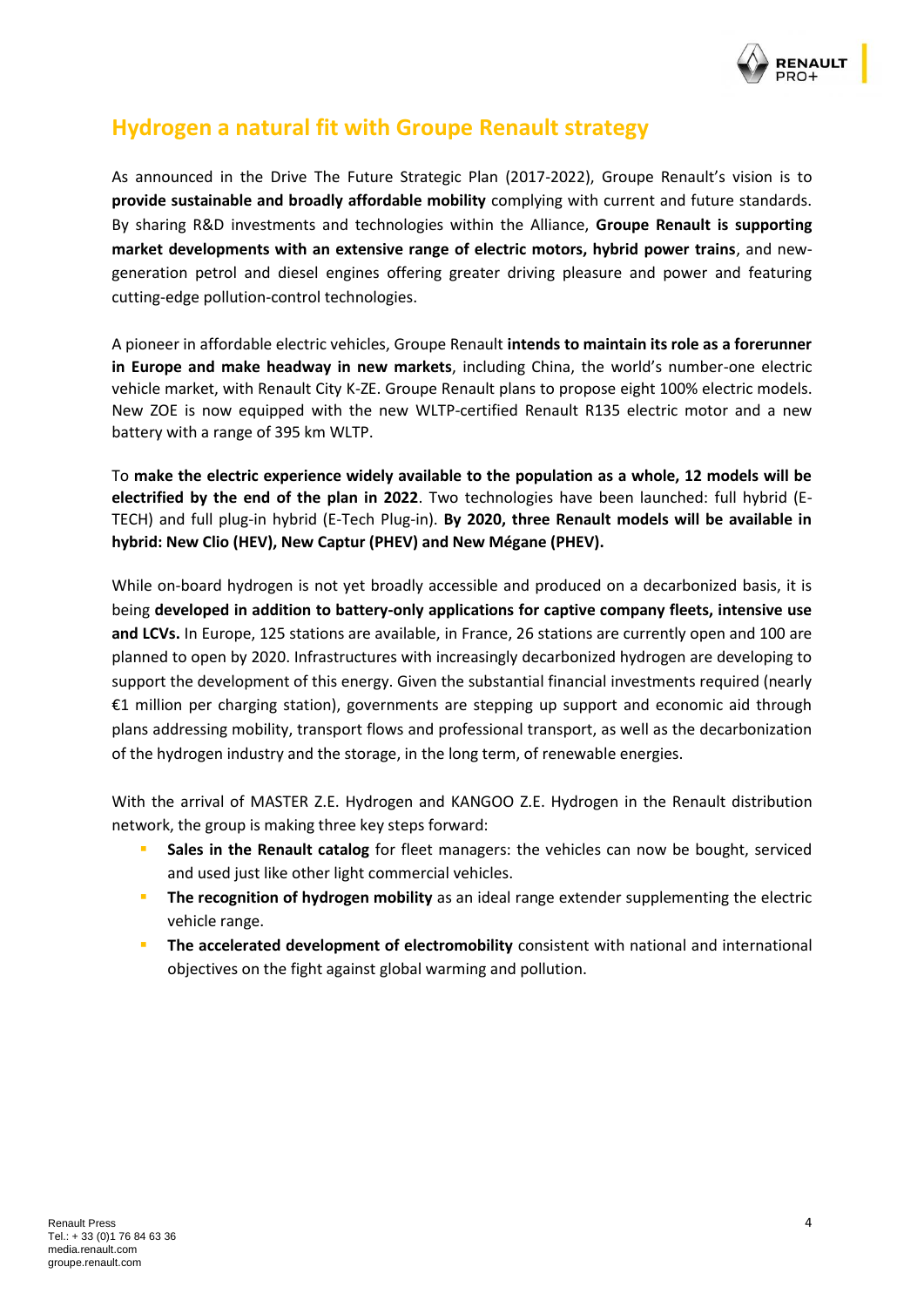## Hydrogen a natural fit with Groupe Renault strategy

As announced in the Drive The Future Strategic Plan (2017-2022), Groupe Renault's vision is to **provide sustainable and broadly affordable mobility** complying with current and future standards. By sharing R&D investments and technologies within the Alliance, **Groupe Renault is supporting market developments with an extensive range of electric motors, hybrid power trains**, and new-generation petrol and diesel engines offering greater driving pleasure and power and featuring cutting-edge pollution-control technologies.

A pioneer in affordable electric vehicles, Groupe Renault **intends to maintain its role as a forerunner in Europe and make headway in new markets**, including China, the world's number-one electric vehicle market, with Renault City K-ZE. Groupe Renault plans to propose eight 100% electric models. New ZOE is now equipped with the new WLTP-certified Renault R135 electric motor and a new battery with a range of 395 km WLTP.

To **make the electric experience widely available to the population as a whole, 12 models will be electrified by the end of the plan in 2022**. Two technologies have been launched: full hybrid (E-TECH) and full plug-in hybrid (E-Tech Plug-in). **By 2020, three Renault models will be available in hybrid: New Clio (HEV), New Captur (PHEV) and New Mégane (PHEV).**

While on-board hydrogen is not yet broadly accessible and produced on a decarbonized basis, it is being **developed in addition to battery-only applications for captive company fleets, intensive use and LCVs.** In Europe, 125 stations are available, in France, 26 stations are currently open and 100 are planned to open by 2020. Infrastructures with increasingly decarbonized hydrogen are developing to support the development of this energy. Given the substantial financial investments required (nearly €1 million per charging station), governments are stepping up support and economic aid through plans addressing mobility, transport flows and professional transport, as well as the decarbonization of the hydrogen industry and the storage, in the long term, of renewable energies.

With the arrival of MASTER Z.E. Hydrogen and KANGOO Z.E. Hydrogen in the Renault distribution network, the group is making three key steps forward:

- **Sales in the Renault catalog** for fleet managers: the vehicles can now be bought, serviced and used just like other light commercial vehicles.
- **The recognition of hydrogen mobility** as an ideal range extender supplementing the electric vehicle range.
- **The accelerated development of electromobility** consistent with national and international objectives on the fight against global warming and pollution.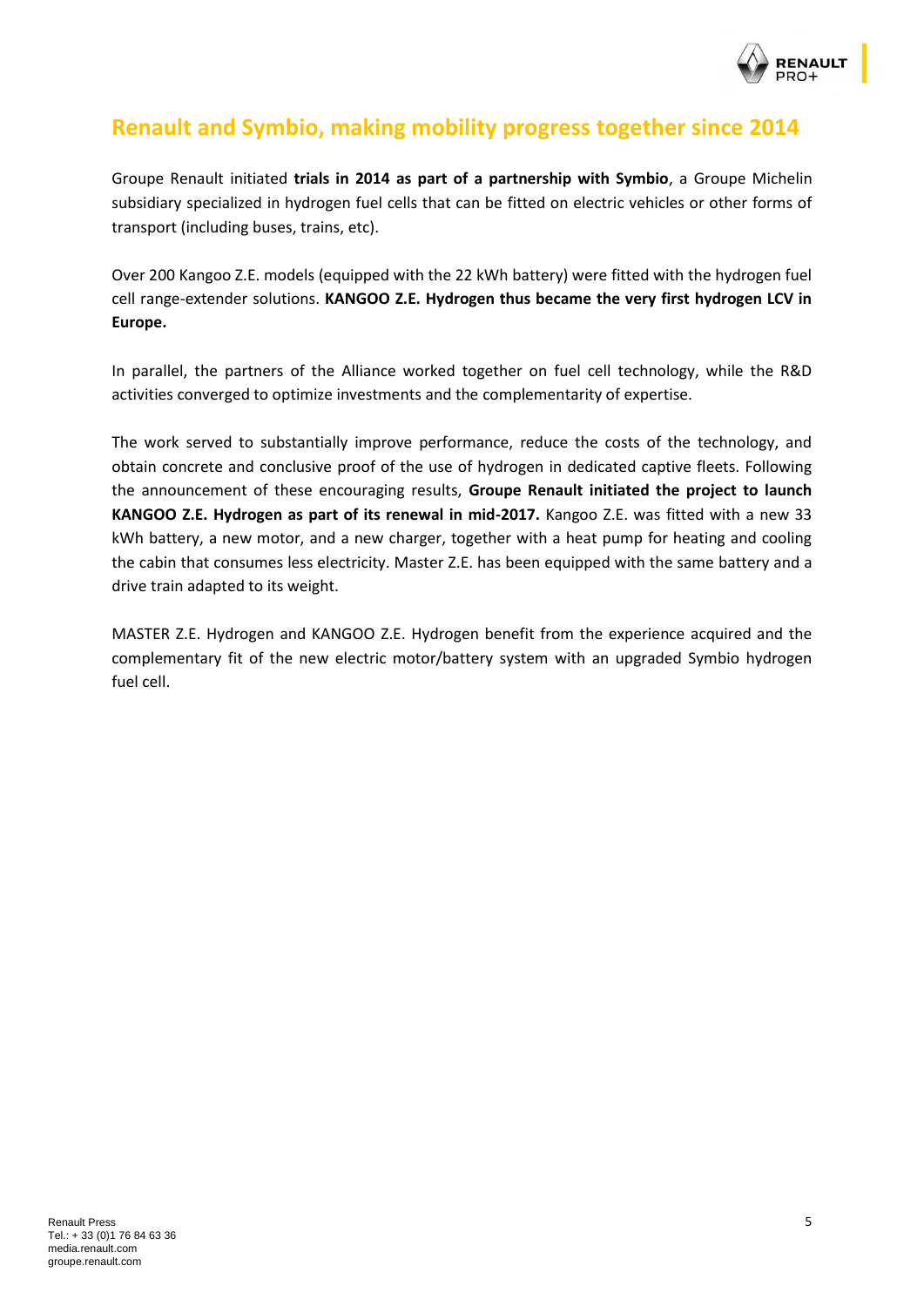## Renault and Symbio, making mobility progress together since 2014

Groupe Renault initiated **trials in 2014 as part of a partnership with Symbio**, a Groupe Michelin subsidiary specialized in hydrogen fuel cells that can be fitted on electric vehicles or other forms of transport (including buses, trains, etc).

Over 200 Kangoo Z.E. models (equipped with the 22 kWh battery) were fitted with the hydrogen fuel cell range-extender solutions. **KANGOO Z.E. Hydrogen thus became the very first hydrogen LCV in Europe.**

In parallel, the partners of the Alliance worked together on fuel cell technology, while the R&D activities converged to optimize investments and the complementarity of expertise.

The work served to substantially improve performance, reduce the costs of the technology, and obtain concrete and conclusive proof of the use of hydrogen in dedicated captive fleets. Following the announcement of these encouraging results, **Groupe Renault initiated the project to launch KANGOO Z.E. Hydrogen as part of its renewal in mid-2017.** Kangoo Z.E. was fitted with a new 33 kWh battery, a new motor, and a new charger, together with a heat pump for heating and cooling the cabin that consumes less electricity. Master Z.E. has been equipped with the same battery and a drive train adapted to its weight.

MASTER Z.E. Hydrogen and KANGOO Z.E. Hydrogen benefit from the experience acquired and the complementary fit of the new electric motor/battery system with an upgraded Symbio hydrogen fuel cell.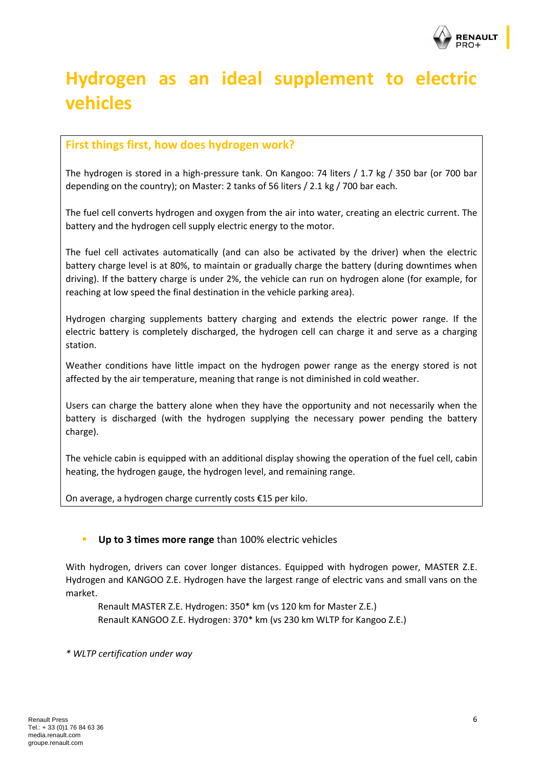# Hydrogen as an ideal supplement to electric vehicles

## First things first, how does hydrogen work?

The hydrogen is stored in a high-pressure tank. On Kangoo: 74 liters / 1.7 kg / 350 bar (or 700 bar depending on the country); on Master: 2 tanks of 56 liters / 2.1 kg / 700 bar each.

The fuel cell converts hydrogen and oxygen from the air into water, creating an electric current. The battery and the hydrogen cell supply electric energy to the motor.

The fuel cell activates automatically (and can also be activated by the driver) when the electric battery charge level is at 80%, to maintain or gradually charge the battery (during downtimes when driving). If the battery charge is under 2%, the vehicle can run on hydrogen alone (for example, for reaching at low speed the final destination in the vehicle parking area).

Hydrogen charging supplements battery charging and extends the electric power range. If the electric battery is completely discharged, the hydrogen cell can charge it and serve as a charging station.

Weather conditions have little impact on the hydrogen power range as the energy stored is not affected by the air temperature, meaning that range is not diminished in cold weather.

Users can charge the battery alone when they have the opportunity and not necessarily when the battery is discharged (with the hydrogen supplying the necessary power pending the battery charge).

The vehicle cabin is equipped with an additional display showing the operation of the fuel cell, cabin heating, the hydrogen gauge, the hydrogen level, and remaining range.

On average, a hydrogen charge currently costs €15 per kilo.

- **Up to 3 times more range** than 100% electric vehicles

With hydrogen, drivers can cover longer distances. Equipped with hydrogen power, MASTER Z.E. Hydrogen and KANGOO Z.E. Hydrogen have the largest range of electric vans and small vans on the market.

Renault MASTER Z.E. Hydrogen: 350* km (vs 120 km for Master Z.E.)
Renault KANGOO Z.E. Hydrogen: 370* km (vs 230 km WLTP for Kangoo Z.E.)

*\* WLTP certification under way*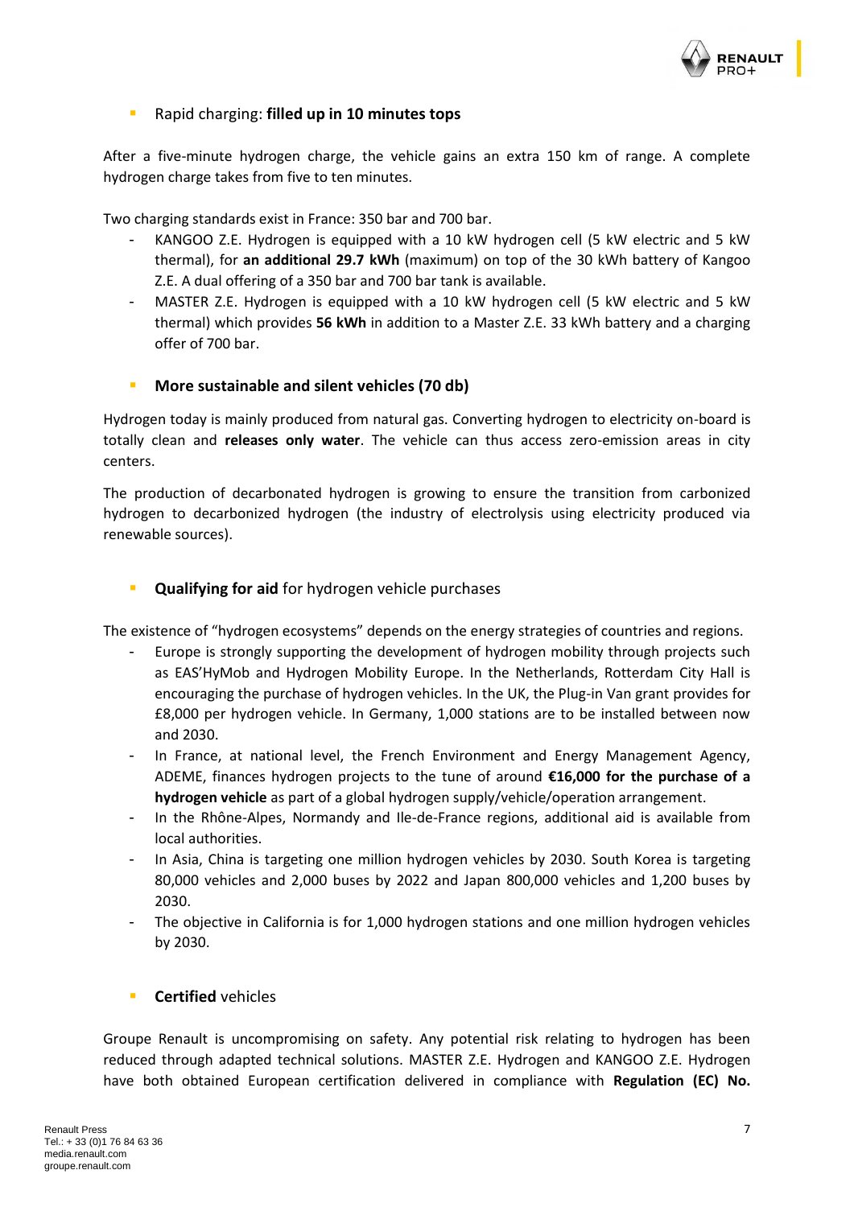- Rapid charging: **filled up in 10 minutes tops**

After a five-minute hydrogen charge, the vehicle gains an extra 150 km of range. A complete hydrogen charge takes from five to ten minutes.

Two charging standards exist in France: 350 bar and 700 bar.

- KANGOO Z.E. Hydrogen is equipped with a 10 kW hydrogen cell (5 kW electric and 5 kW thermal), for **an additional 29.7 kWh** (maximum) on top of the 30 kWh battery of Kangoo Z.E. A dual offering of a 350 bar and 700 bar tank is available.
- MASTER Z.E. Hydrogen is equipped with a 10 kW hydrogen cell (5 kW electric and 5 kW thermal) which provides **56 kWh** in addition to a Master Z.E. 33 kWh battery and a charging offer of 700 bar.

- **More sustainable and silent vehicles (70 db)**

Hydrogen today is mainly produced from natural gas. Converting hydrogen to electricity on-board is totally clean and **releases only water**. The vehicle can thus access zero-emission areas in city centers.

The production of decarbonated hydrogen is growing to ensure the transition from carbonized hydrogen to decarbonized hydrogen (the industry of electrolysis using electricity produced via renewable sources).

- **Qualifying for aid** for hydrogen vehicle purchases

The existence of "hydrogen ecosystems" depends on the energy strategies of countries and regions.

- Europe is strongly supporting the development of hydrogen mobility through projects such as EAS'HyMob and Hydrogen Mobility Europe. In the Netherlands, Rotterdam City Hall is encouraging the purchase of hydrogen vehicles. In the UK, the Plug-in Van grant provides for £8,000 per hydrogen vehicle. In Germany, 1,000 stations are to be installed between now and 2030.
- In France, at national level, the French Environment and Energy Management Agency, ADEME, finances hydrogen projects to the tune of around **€16,000 for the purchase of a hydrogen vehicle** as part of a global hydrogen supply/vehicle/operation arrangement.
- In the Rhône-Alpes, Normandy and Ile-de-France regions, additional aid is available from local authorities.
- In Asia, China is targeting one million hydrogen vehicles by 2030. South Korea is targeting 80,000 vehicles and 2,000 buses by 2022 and Japan 800,000 vehicles and 1,200 buses by 2030.
- The objective in California is for 1,000 hydrogen stations and one million hydrogen vehicles by 2030.

- **Certified** vehicles

Groupe Renault is uncompromising on safety. Any potential risk relating to hydrogen has been reduced through adapted technical solutions. MASTER Z.E. Hydrogen and KANGOO Z.E. Hydrogen have both obtained European certification delivered in compliance with **Regulation (EC) No.**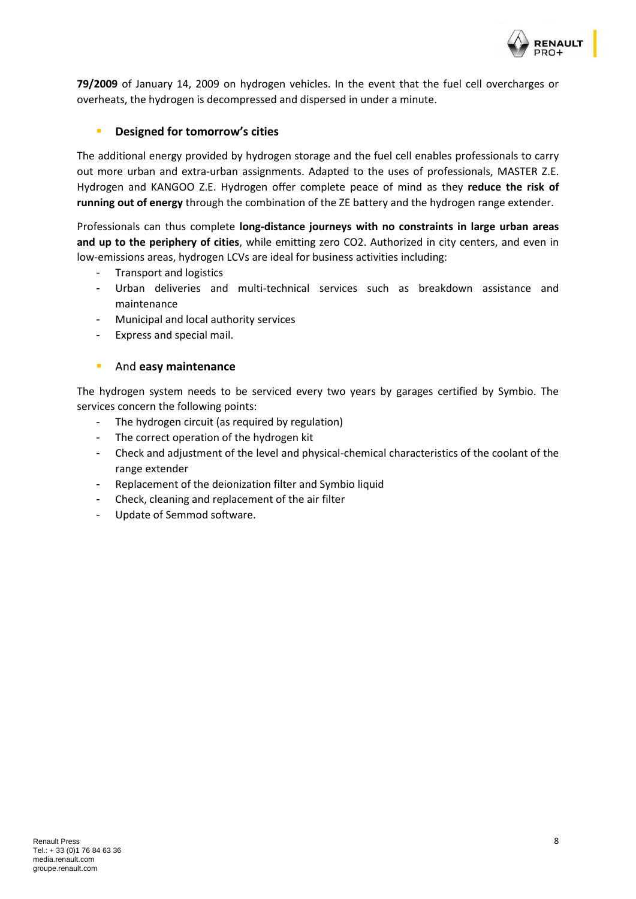**79/2009** of January 14, 2009 on hydrogen vehicles. In the event that the fuel cell overcharges or overheats, the hydrogen is decompressed and dispersed in under a minute.

- **Designed for tomorrow's cities**

The additional energy provided by hydrogen storage and the fuel cell enables professionals to carry out more urban and extra-urban assignments. Adapted to the uses of professionals, MASTER Z.E. Hydrogen and KANGOO Z.E. Hydrogen offer complete peace of mind as they **reduce the risk of running out of energy** through the combination of the ZE battery and the hydrogen range extender.

Professionals can thus complete **long-distance journeys with no constraints in large urban areas and up to the periphery of cities**, while emitting zero CO2. Authorized in city centers, and even in low-emissions areas, hydrogen LCVs are ideal for business activities including:

- Transport and logistics
- Urban deliveries and multi-technical services such as breakdown assistance and maintenance
- Municipal and local authority services
- Express and special mail.

- And **easy maintenance**

The hydrogen system needs to be serviced every two years by garages certified by Symbio. The services concern the following points:

- The hydrogen circuit (as required by regulation)
- The correct operation of the hydrogen kit
- Check and adjustment of the level and physical-chemical characteristics of the coolant of the range extender
- Replacement of the deionization filter and Symbio liquid
- Check, cleaning and replacement of the air filter
- Update of Semmod software.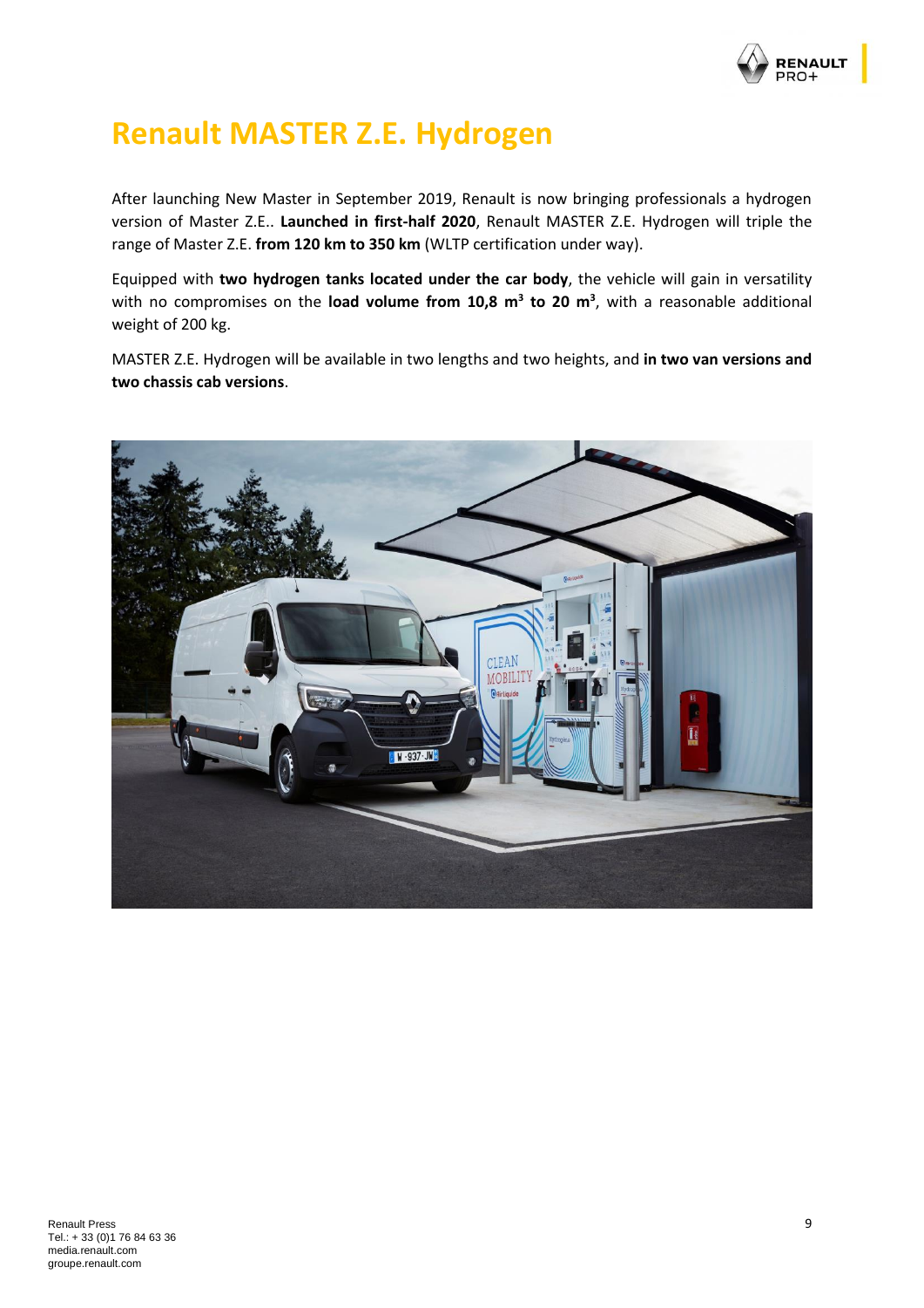# Renault MASTER Z.E. Hydrogen

After launching New Master in September 2019, Renault is now bringing professionals a hydrogen version of Master Z.E.. **Launched in first-half 2020**, Renault MASTER Z.E. Hydrogen will triple the range of Master Z.E. **from 120 km to 350 km** (WLTP certification under way).

Equipped with **two hydrogen tanks located under the car body**, the vehicle will gain in versatility with no compromises on the **load volume from 10,8 m$^3$ to 20 m$^3$**, with a reasonable additional weight of 200 kg.

MASTER Z.E. Hydrogen will be available in two lengths and two heights, and **in two van versions and two chassis cab versions**.

Renault Press
Tel.: + 33 (0)1 76 84 63 36
media.renault.com
groupe.renault.com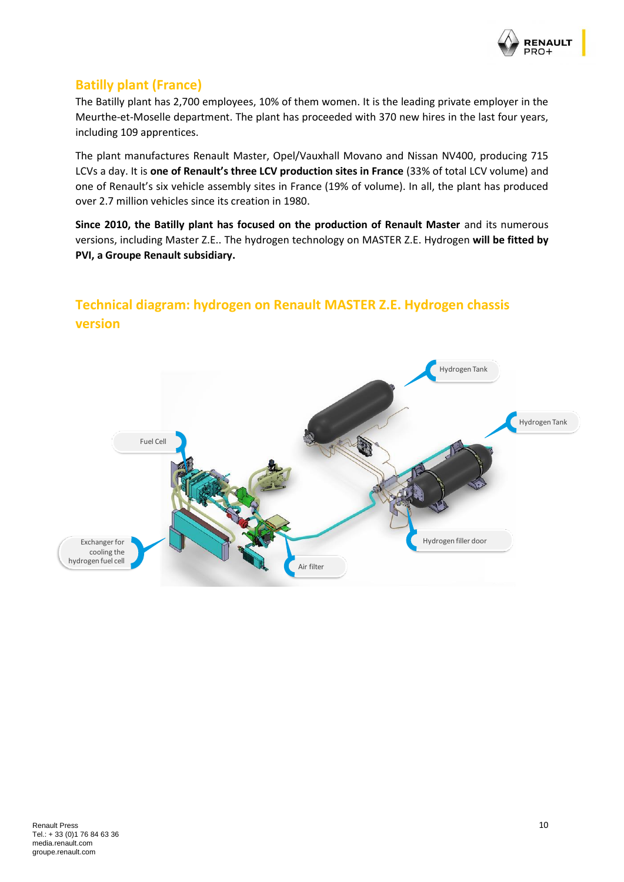## Batilly plant (France)

The Batilly plant has 2,700 employees, 10% of them women. It is the leading private employer in the Meurthe-et-Moselle department. The plant has proceeded with 370 new hires in the last four years, including 109 apprentices.

The plant manufactures Renault Master, Opel/Vauxhall Movano and Nissan NV400, producing 715 LCVs a day. It is **one of Renault's three LCV production sites in France** (33% of total LCV volume) and one of Renault's six vehicle assembly sites in France (19% of volume). In all, the plant has produced over 2.7 million vehicles since its creation in 1980.

**Since 2010, the Batilly plant has focused on the production of Renault Master** and its numerous versions, including Master Z.E.. The hydrogen technology on MASTER Z.E. Hydrogen **will be fitted by PVI, a Groupe Renault subsidiary.**

## Technical diagram: hydrogen on Renault MASTER Z.E. Hydrogen chassis version

Hydrogen Tank

Hydrogen Tank

Fuel Cell

Exchanger for cooling the hydrogen fuel cell

Air filter

Hydrogen filler door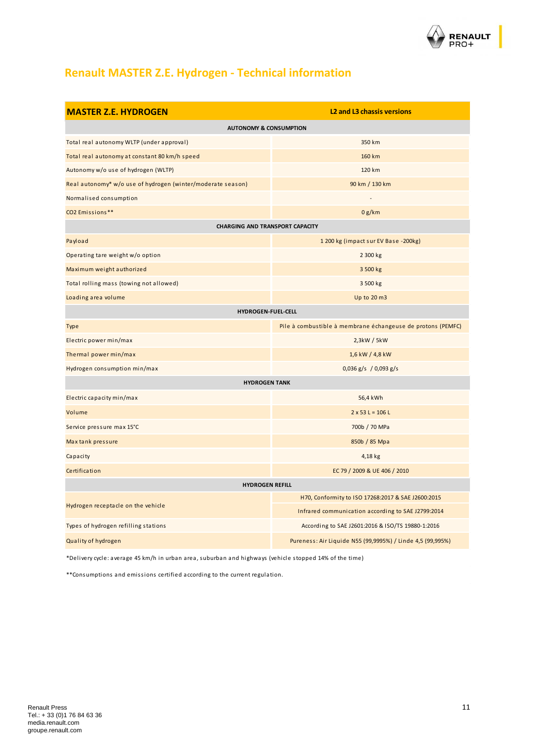## Renault MASTER Z.E. Hydrogen - Technical information

| MASTER Z.E. HYDROGEN | L2 and L3 chassis versions |
|---|---|
| **AUTONOMY & CONSUMPTION** | |
| Total real autonomy WLTP (under approval) | 350 km |
| Total real autonomy at constant 80 km/h speed | 160 km |
| Autonomy w/o use of hydrogen (WLTP) | 120 km |
| Real autonomy* w/o use of hydrogen (winter/moderate season) | 90 km / 130 km |
| Normalised consumption | - |
| CO2 Emissions** | 0 g/km |
| **CHARGING AND TRANSPORT CAPACITY** | |
| Payload | 1 200 kg (impact sur EV Base -200kg) |
| Operating tare weight w/o option | 2 300 kg |
| Maximum weight authorized | 3 500 kg |
| Total rolling mass (towing not allowed) | 3 500 kg |
| Loading area volume | Up to 20 m3 |
| **HYDROGEN-FUEL-CELL** | |
| Type | Pile à combustible à membrane échangeuse de protons (PEMFC) |
| Electric power min/max | 2,3kW / 5kW |
| Thermal power min/max | 1,6 kW / 4,8 kW |
| Hydrogen consumption min/max | 0,036 g/s / 0,093 g/s |
| **HYDROGEN TANK** | |
| Electric capacity min/max | 56,4 kWh |
| Volume | 2 x 53 L = 106 L |
| Service pressure max 15°C | 700b / 70 MPa |
| Max tank pressure | 850b / 85 Mpa |
| Capacity | 4,18 kg |
| Certification | EC 79 / 2009 & UE 406 / 2010 |
| **HYDROGEN REFILL** | |
| Hydrogen receptacle on the vehicle | H70, Conformity to ISO 17268:2017 & SAE J2600:2015<br>Infrared communication according to SAE J2799:2014 |
| Types of hydrogen refilling stations | According to SAE J2601:2016 & ISO/TS 19880-1:2016 |
| Quality of hydrogen | Pureness: Air Liquide N55 (99,9995%) / Linde 4,5 (99,995%) |

*Delivery cycle: average 45 km/h in urban area, suburban and highways (vehicle stopped 14% of the time)

**Consumptions and emissions certified according to the current regulation.

Renault Press
Tel.: + 33 (0)1 76 84 63 36
media.renault.com
groupe.renault.com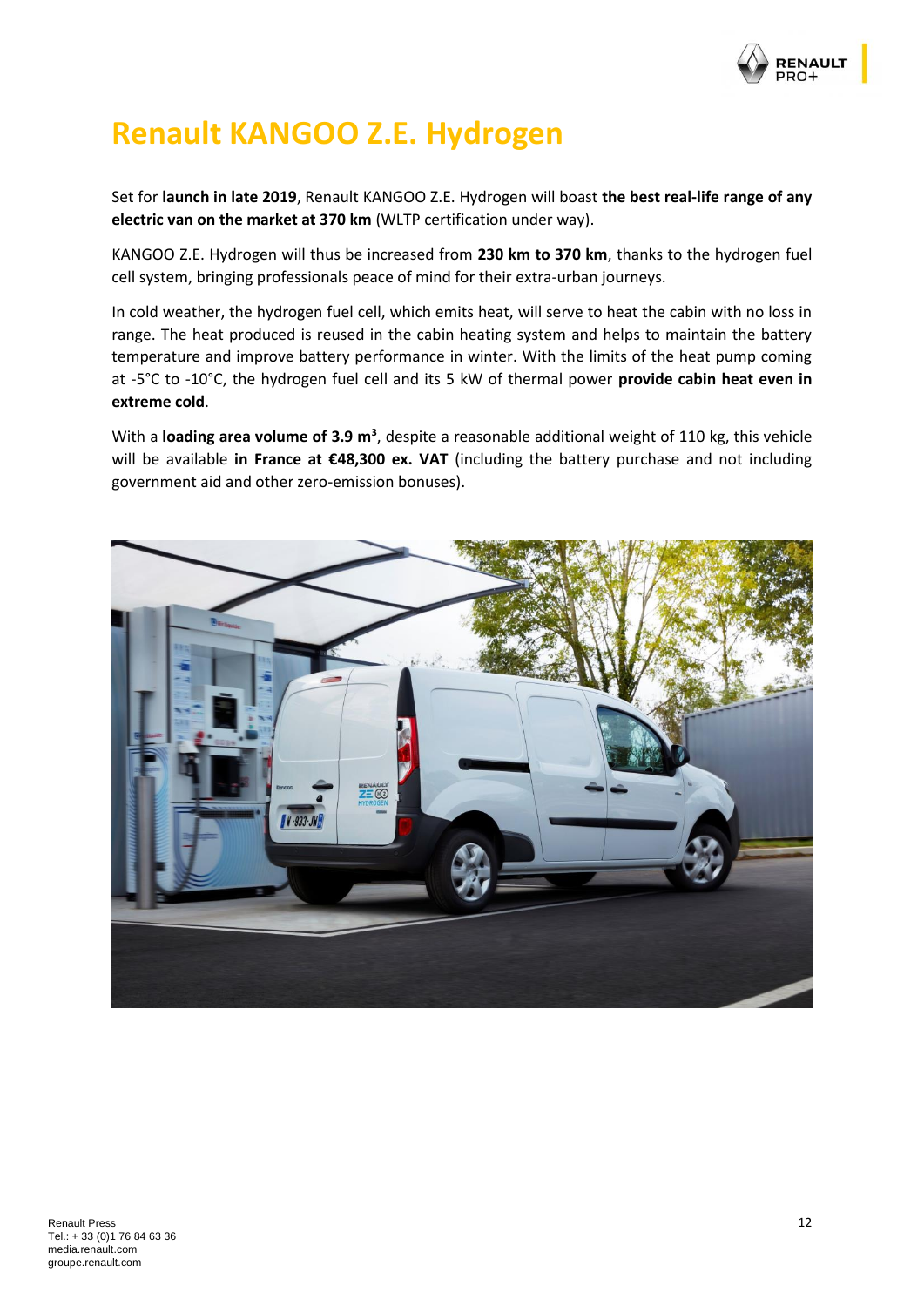# Renault KANGOO Z.E. Hydrogen

Set for **launch in late 2019**, Renault KANGOO Z.E. Hydrogen will boast **the best real-life range of any electric van on the market at 370 km** (WLTP certification under way).

KANGOO Z.E. Hydrogen will thus be increased from **230 km to 370 km**, thanks to the hydrogen fuel cell system, bringing professionals peace of mind for their extra-urban journeys.

In cold weather, the hydrogen fuel cell, which emits heat, will serve to heat the cabin with no loss in range. The heat produced is reused in the cabin heating system and helps to maintain the battery temperature and improve battery performance in winter. With the limits of the heat pump coming at -5°C to -10°C, the hydrogen fuel cell and its 5 kW of thermal power **provide cabin heat even in extreme cold**.

With a **loading area volume of 3.9 m$^3$**, despite a reasonable additional weight of 110 kg, this vehicle will be available **in France at €48,300 ex. VAT** (including the battery purchase and not including government aid and other zero-emission bonuses).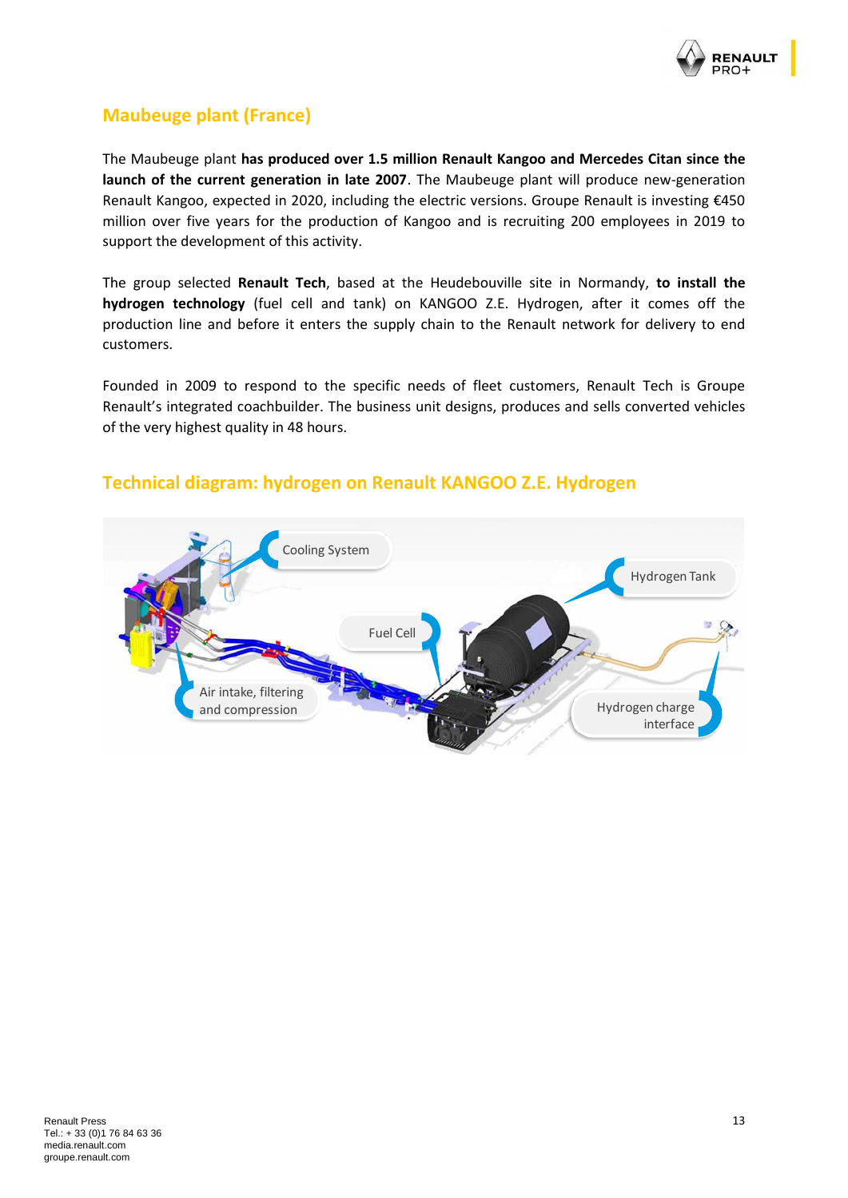## Maubeuge plant (France)

The Maubeuge plant **has produced over 1.5 million Renault Kangoo and Mercedes Citan since the launch of the current generation in late 2007**. The Maubeuge plant will produce new-generation Renault Kangoo, expected in 2020, including the electric versions. Groupe Renault is investing €450 million over five years for the production of Kangoo and is recruiting 200 employees in 2019 to support the development of this activity.

The group selected **Renault Tech**, based at the Heudebouville site in Normandy, **to install the hydrogen technology** (fuel cell and tank) on KANGOO Z.E. Hydrogen, after it comes off the production line and before it enters the supply chain to the Renault network for delivery to end customers.

Founded in 2009 to respond to the specific needs of fleet customers, Renault Tech is Groupe Renault's integrated coachbuilder. The business unit designs, produces and sells converted vehicles of the very highest quality in 48 hours.

## Technical diagram: hydrogen on Renault KANGOO Z.E. Hydrogen

Cooling System

Hydrogen Tank

Fuel Cell

Air intake, filtering and compression

Hydrogen charge interface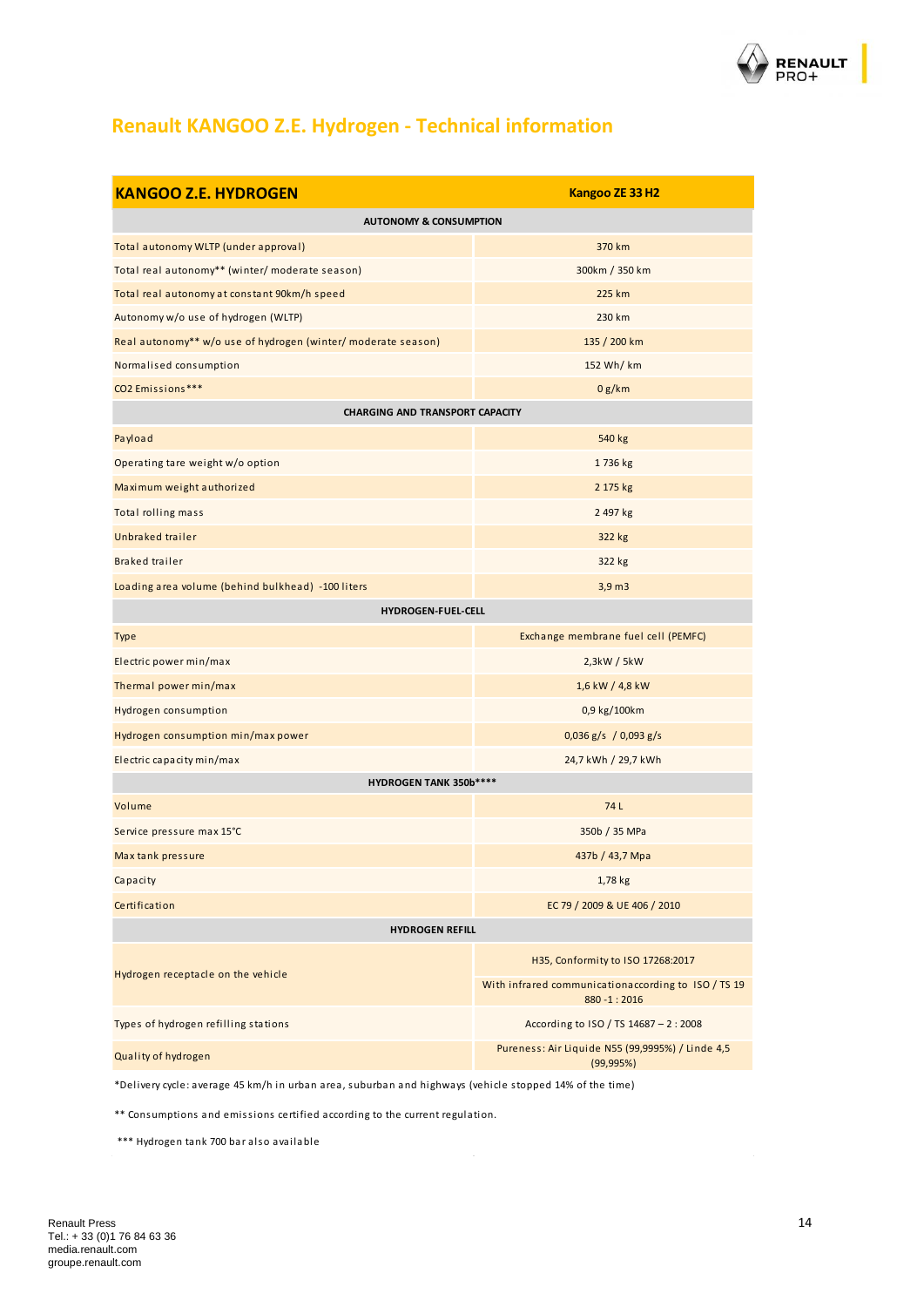## Renault KANGOO Z.E. Hydrogen - Technical information

| KANGOO Z.E. HYDROGEN | Kangoo ZE 33 H2 |
|---|---|
| **AUTONOMY & CONSUMPTION** | |
| Total autonomy WLTP (under approval) | 370 km |
| Total real autonomy** (winter/ moderate season) | 300km / 350 km |
| Total real autonomy at constant 90km/h speed | 225 km |
| Autonomy w/o use of hydrogen (WLTP) | 230 km |
| Real autonomy** w/o use of hydrogen (winter/ moderate season) | 135 / 200 km |
| Normalised consumption | 152 Wh/ km |
| CO2 Emissions*** | 0 g/km |
| **CHARGING AND TRANSPORT CAPACITY** | |
| Payload | 540 kg |
| Operating tare weight w/o option | 1 736 kg |
| Maximum weight authorized | 2 175 kg |
| Total rolling mass | 2 497 kg |
| Unbraked trailer | 322 kg |
| Braked trailer | 322 kg |
| Loading area volume (behind bulkhead) -100 liters | 3,9 m3 |
| **HYDROGEN-FUEL-CELL** | |
| Type | Exchange membrane fuel cell (PEMFC) |
| Electric power min/max | 2,3kW / 5kW |
| Thermal power min/max | 1,6 kW / 4,8 kW |
| Hydrogen consumption | 0,9 kg/100km |
| Hydrogen consumption min/max power | 0,036 g/s / 0,093 g/s |
| Electric capacity min/max | 24,7 kWh / 29,7 kWh |
| **HYDROGEN TANK 350b\*\*\*\*** | |
| Volume | 74 L |
| Service pressure max 15°C | 350b / 35 MPa |
| Max tank pressure | 437b / 43,7 Mpa |
| Capacity | 1,78 kg |
| Certification | EC 79 / 2009 & UE 406 / 2010 |
| **HYDROGEN REFILL** | |
| Hydrogen receptacle on the vehicle | H35, Conformity to ISO 17268:2017<br>With infrared communicationaccording to ISO / TS 19 880 -1 : 2016 |
| Types of hydrogen refilling stations | According to ISO / TS 14687 – 2 : 2008 |
| Quality of hydrogen | Pureness: Air Liquide N55 (99,9995%) / Linde 4,5 (99,995%) |

*Delivery cycle: average 45 km/h in urban area, suburban and highways (vehicle stopped 14% of the time)

** Consumptions and emissions certified according to the current regulation.

*** Hydrogen tank 700 bar also available

Renault Press
Tel.: + 33 (0)1 76 84 63 36
media.renault.com
groupe.renault.com